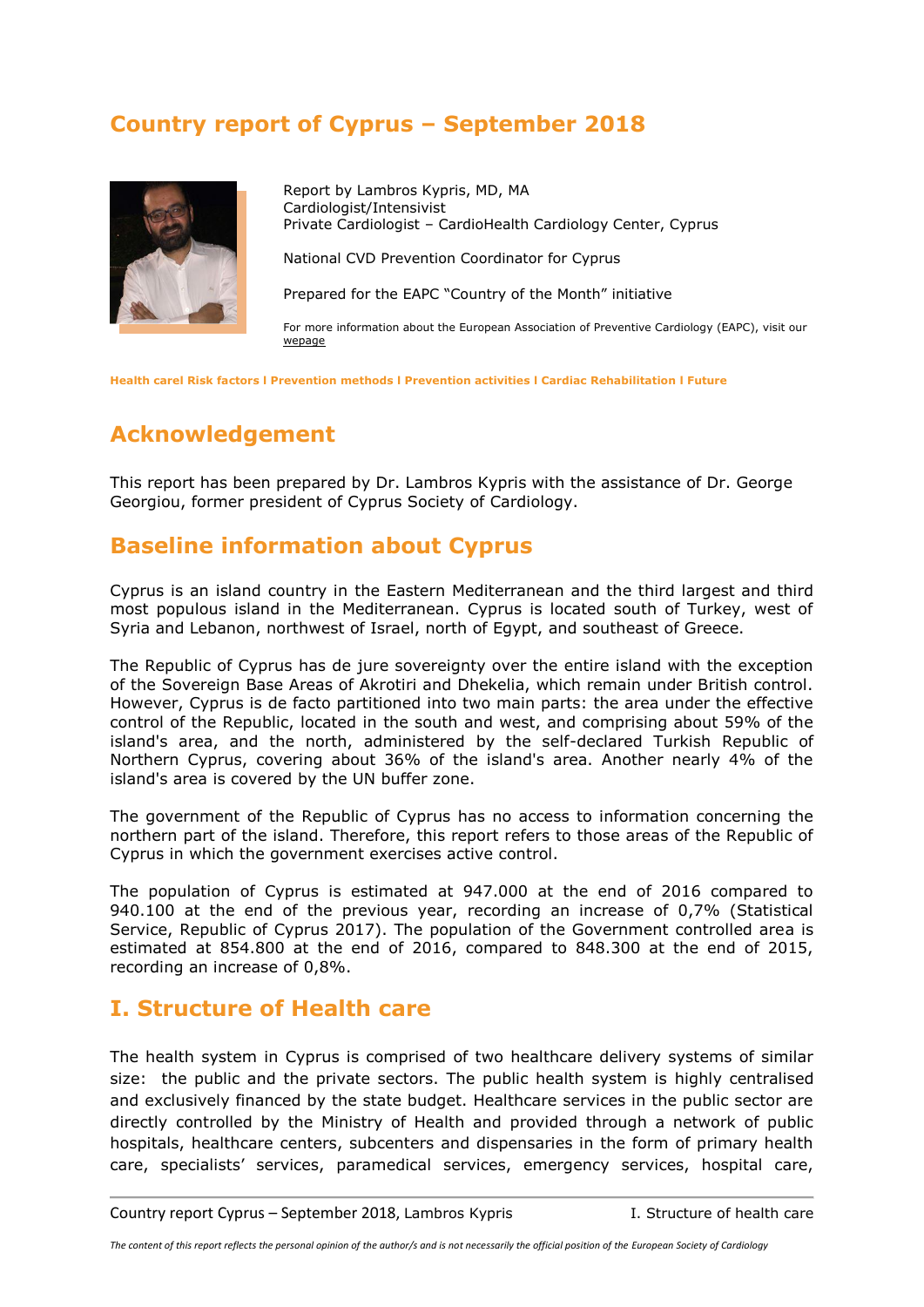# Country report of Cyprus – September 2018

Report by Lambros Kypris, MD, MA
Cardiologist/Intensivist
Private Cardiologist – CardioHealth Cardiology Center, Cyprus

National CVD Prevention Coordinator for Cyprus

Prepared for the EAPC "Country of the Month" initiative

For more information about the European Association of Preventive Cardiology (EAPC), visit our wepage

**Health carel Risk factors l Prevention methods l Prevention activities l Cardiac Rehabilitation l Future**

## Acknowledgement

This report has been prepared by Dr. Lambros Kypris with the assistance of Dr. George Georgiou, former president of Cyprus Society of Cardiology.

## Baseline information about Cyprus

Cyprus is an island country in the Eastern Mediterranean and the third largest and third most populous island in the Mediterranean. Cyprus is located south of Turkey, west of Syria and Lebanon, northwest of Israel, north of Egypt, and southeast of Greece.

The Republic of Cyprus has de jure sovereignty over the entire island with the exception of the Sovereign Base Areas of Akrotiri and Dhekelia, which remain under British control. However, Cyprus is de facto partitioned into two main parts: the area under the effective control of the Republic, located in the south and west, and comprising about 59% of the island's area, and the north, administered by the self-declared Turkish Republic of Northern Cyprus, covering about 36% of the island's area. Another nearly 4% of the island's area is covered by the UN buffer zone.

The government of the Republic of Cyprus has no access to information concerning the northern part of the island. Therefore, this report refers to those areas of the Republic of Cyprus in which the government exercises active control.

The population of Cyprus is estimated at 947.000 at the end of 2016 compared to 940.100 at the end of the previous year, recording an increase of 0,7% (Statistical Service, Republic of Cyprus 2017). The population of the Government controlled area is estimated at 854.800 at the end of 2016, compared to 848.300 at the end of 2015, recording an increase of 0,8%.

## I. Structure of Health care

The health system in Cyprus is comprised of two healthcare delivery systems of similar size: the public and the private sectors. The public health system is highly centralised and exclusively financed by the state budget. Healthcare services in the public sector are directly controlled by the Ministry of Health and provided through a network of public hospitals, healthcare centers, subcenters and dispensaries in the form of primary health care, specialists' services, paramedical services, emergency services, hospital care,

*The content of this report reflects the personal opinion of the author/s and is not necessarily the official position of the European Society of Cardiology*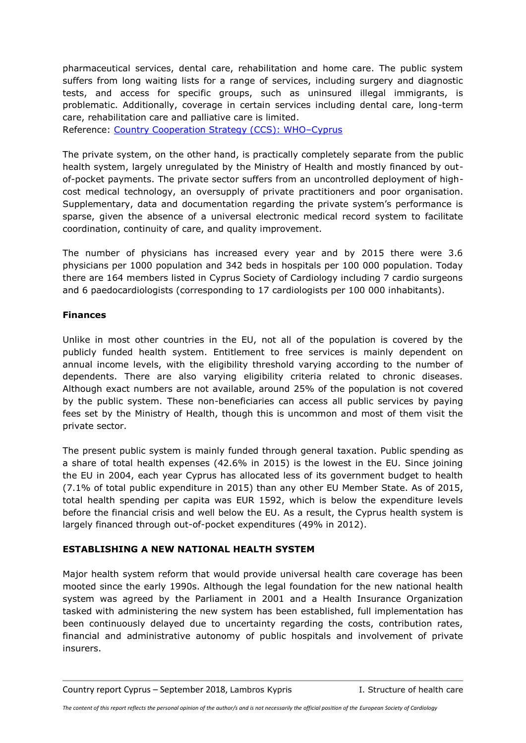pharmaceutical services, dental care, rehabilitation and home care. The public system suffers from long waiting lists for a range of services, including surgery and diagnostic tests, and access for specific groups, such as uninsured illegal immigrants, is problematic. Additionally, coverage in certain services including dental care, long-term care, rehabilitation care and palliative care is limited.
Reference: [Country Cooperation Strategy (CCS): WHO–Cyprus]

The private system, on the other hand, is practically completely separate from the public health system, largely unregulated by the Ministry of Health and mostly financed by out-of-pocket payments. The private sector suffers from an uncontrolled deployment of high-cost medical technology, an oversupply of private practitioners and poor organisation. Supplementary, data and documentation regarding the private system's performance is sparse, given the absence of a universal electronic medical record system to facilitate coordination, continuity of care, and quality improvement.

The number of physicians has increased every year and by 2015 there were 3.6 physicians per 1000 population and 342 beds in hospitals per 100 000 population. Today there are 164 members listed in Cyprus Society of Cardiology including 7 cardio surgeons and 6 paedocardiologists (corresponding to 17 cardiologists per 100 000 inhabitants).

**Finances**

Unlike in most other countries in the EU, not all of the population is covered by the publicly funded health system. Entitlement to free services is mainly dependent on annual income levels, with the eligibility threshold varying according to the number of dependents. There are also varying eligibility criteria related to chronic diseases. Although exact numbers are not available, around 25% of the population is not covered by the public system. These non-beneficiaries can access all public services by paying fees set by the Ministry of Health, though this is uncommon and most of them visit the private sector.

The present public system is mainly funded through general taxation. Public spending as a share of total health expenses (42.6% in 2015) is the lowest in the EU. Since joining the EU in 2004, each year Cyprus has allocated less of its government budget to health (7.1% of total public expenditure in 2015) than any other EU Member State. As of 2015, total health spending per capita was EUR 1592, which is below the expenditure levels before the financial crisis and well below the EU. As a result, the Cyprus health system is largely financed through out-of-pocket expenditures (49% in 2012).

**ESTABLISHING A NEW NATIONAL HEALTH SYSTEM**

Major health system reform that would provide universal health care coverage has been mooted since the early 1990s. Although the legal foundation for the new national health system was agreed by the Parliament in 2001 and a Health Insurance Organization tasked with administering the new system has been established, full implementation has been continuously delayed due to uncertainty regarding the costs, contribution rates, financial and administrative autonomy of public hospitals and involvement of private insurers.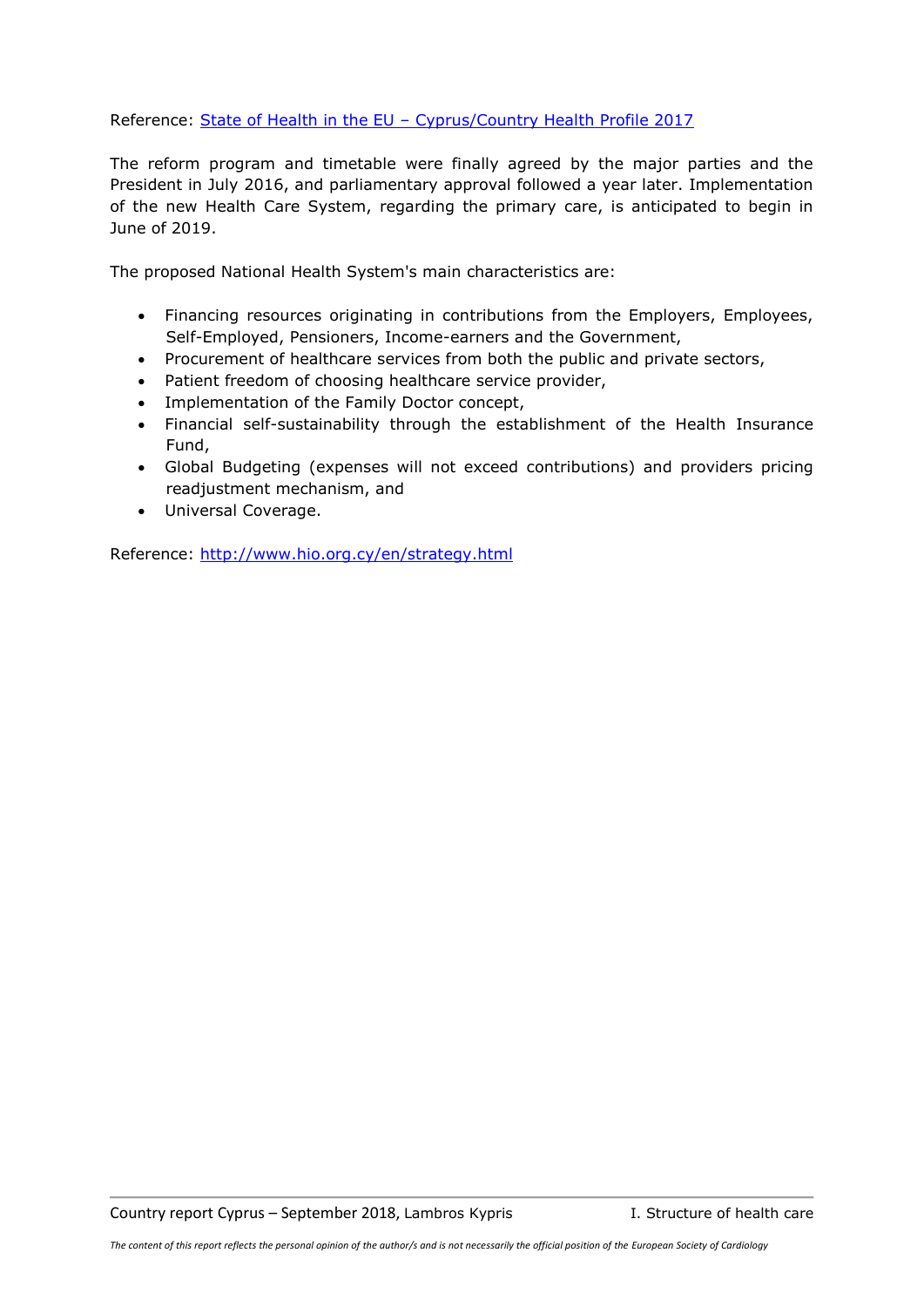Reference: [State of Health in the EU – Cyprus/Country Health Profile 2017]

The reform program and timetable were finally agreed by the major parties and the President in July 2016, and parliamentary approval followed a year later. Implementation of the new Health Care System, regarding the primary care, is anticipated to begin in June of 2019.

The proposed National Health System's main characteristics are:

- Financing resources originating in contributions from the Employers, Employees, Self-Employed, Pensioners, Income-earners and the Government,
- Procurement of healthcare services from both the public and private sectors,
- Patient freedom of choosing healthcare service provider,
- Implementation of the Family Doctor concept,
- Financial self-sustainability through the establishment of the Health Insurance Fund,
- Global Budgeting (expenses will not exceed contributions) and providers pricing readjustment mechanism, and
- Universal Coverage.

Reference: http://www.hio.org.cy/en/strategy.html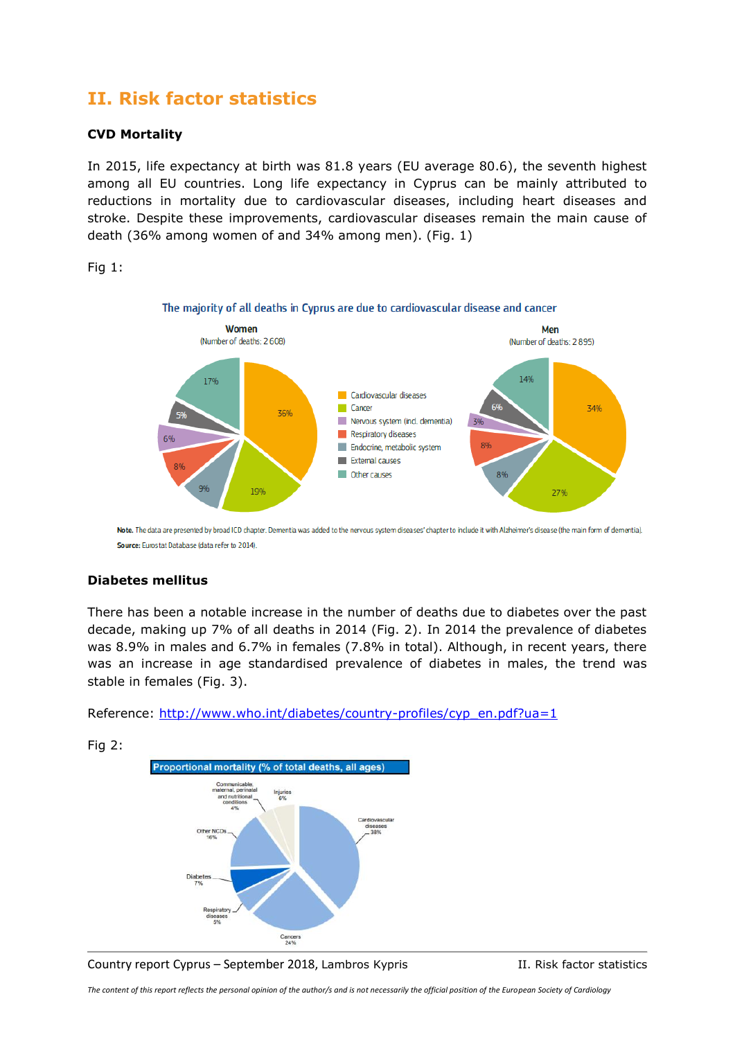## II. Risk factor statistics

### CVD Mortality

In 2015, life expectancy at birth was 81.8 years (EU average 80.6), the seventh highest among all EU countries. Long life expectancy in Cyprus can be mainly attributed to reductions in mortality due to cardiovascular diseases, including heart diseases and stroke. Despite these improvements, cardiovascular diseases remain the main cause of death (36% among women of and 34% among men). (Fig. 1)

Fig 1:

The majority of all deaths in Cyprus are due to cardiovascular disease and cancer

| Cause | Women (Number of deaths: 2 608) | Men (Number of deaths: 2 895) |
|---|---|---|
| Cardiovascular diseases | 36% | 34% |
| Cancer | 19% | 27% |
| Nervous system (incl. dementia) | 6% | 3% |
| Respiratory diseases | 8% | 8% |
| Endocrine, metabolic system | 9% | 8% |
| External causes | 5% | 6% |
| Other causes | 17% | 14% |

**Note.** The data are presented by broad ICD chapter. Dementia was added to the nervous system diseases' chapter to include it with Alzheimer's disease (the main form of dementia).
**Source:** Eurostat Database (data refer to 2014).

### Diabetes mellitus

There has been a notable increase in the number of deaths due to diabetes over the past decade, making up 7% of all deaths in 2014 (Fig. 2). In 2014 the prevalence of diabetes was 8.9% in males and 6.7% in females (7.8% in total). Although, in recent years, there was an increase in age standardised prevalence of diabetes in males, the trend was stable in females (Fig. 3).

Reference: http://www.who.int/diabetes/country-profiles/cyp_en.pdf?ua=1

Fig 2:

Proportional mortality (% of total deaths, all ages)

| Cause | % |
|---|---|
| Cardiovascular diseases | 38% |
| Cancers | 24% |
| Respiratory diseases | 5% |
| Diabetes | 7% |
| Other NCDs | 16% |
| Communicable, maternal, perinatal and nutritional conditions | 4% |
| Injuries | 6% |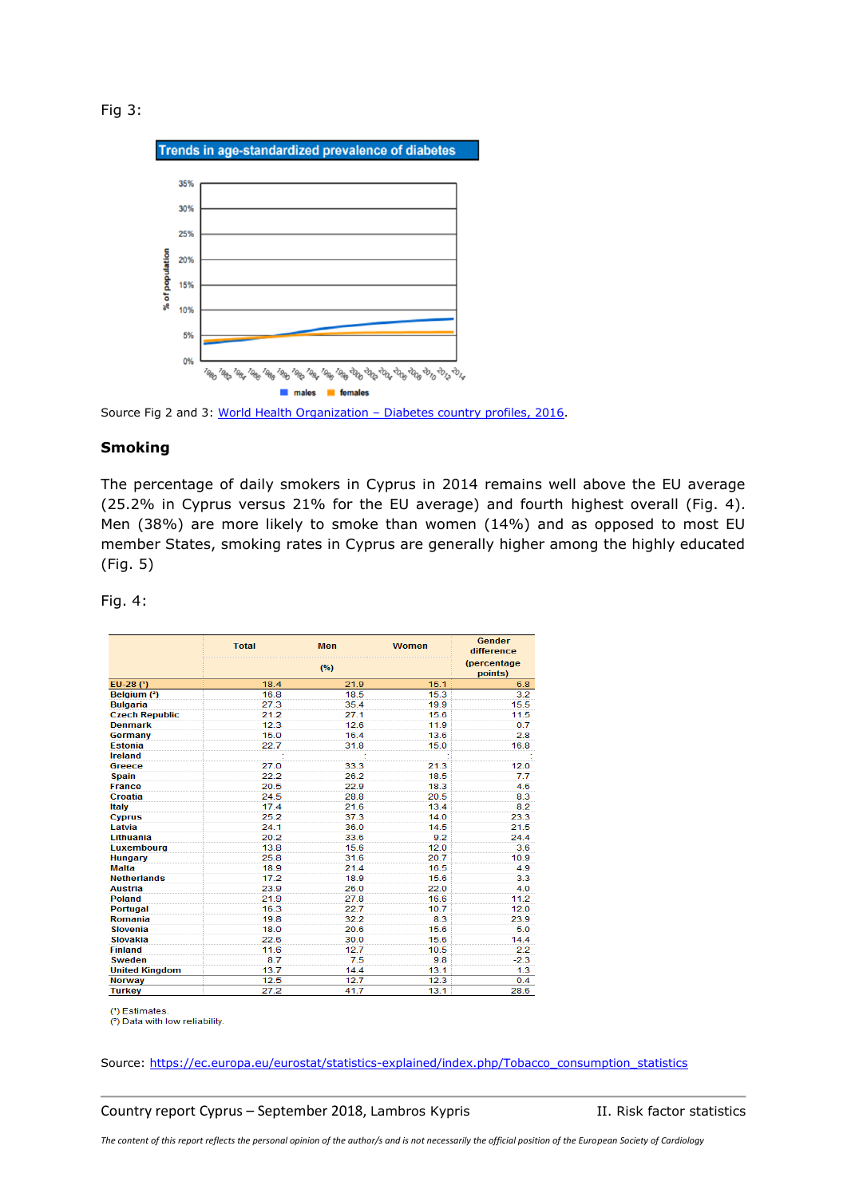Fig 3:

Source Fig 2 and 3: [World Health Organization – Diabetes country profiles, 2016](#).

## Smoking

The percentage of daily smokers in Cyprus in 2014 remains well above the EU average (25.2% in Cyprus versus 21% for the EU average) and fourth highest overall (Fig. 4). Men (38%) are more likely to smoke than women (14%) and as opposed to most EU member States, smoking rates in Cyprus are generally higher among the highly educated (Fig. 5)

Fig. 4:

| | Total | Men | Women | Gender difference |
|---|---|---|---|---|
| | | (%) | | (percentage points) |
| EU-28 (¹) | 18.4 | 21.9 | 15.1 | 6.8 |
| Belgium (²) | 16.8 | 18.5 | 15.3 | 3.2 |
| Bulgaria | 27.3 | 35.4 | 19.9 | 15.5 |
| Czech Republic | 21.2 | 27.1 | 15.6 | 11.5 |
| Denmark | 12.3 | 12.6 | 11.9 | 0.7 |
| Germany | 15.0 | 16.4 | 13.6 | 2.8 |
| Estonia | 22.7 | 31.8 | 15.0 | 16.8 |
| Ireland | : | : | : | : |
| Greece | 27.0 | 33.3 | 21.3 | 12.0 |
| Spain | 22.2 | 26.2 | 18.5 | 7.7 |
| France | 20.5 | 22.9 | 18.3 | 4.6 |
| Croatia | 24.5 | 28.8 | 20.5 | 8.3 |
| Italy | 17.4 | 21.6 | 13.4 | 8.2 |
| Cyprus | 25.2 | 37.3 | 14.0 | 23.3 |
| Latvia | 24.1 | 36.0 | 14.5 | 21.5 |
| Lithuania | 20.2 | 33.6 | 9.2 | 24.4 |
| Luxembourg | 13.8 | 15.6 | 12.0 | 3.6 |
| Hungary | 25.8 | 31.6 | 20.7 | 10.9 |
| Malta | 18.9 | 21.4 | 16.5 | 4.9 |
| Netherlands | 17.2 | 18.9 | 15.6 | 3.3 |
| Austria | 23.9 | 26.0 | 22.0 | 4.0 |
| Poland | 21.9 | 27.8 | 16.6 | 11.2 |
| Portugal | 16.3 | 22.7 | 10.7 | 12.0 |
| Romania | 19.8 | 32.2 | 8.3 | 23.9 |
| Slovenia | 18.0 | 20.6 | 15.6 | 5.0 |
| Slovakia | 22.6 | 30.0 | 15.6 | 14.4 |
| Finland | 11.6 | 12.7 | 10.5 | 2.2 |
| Sweden | 8.7 | 7.5 | 9.8 | -2.3 |
| United Kingdom | 13.7 | 14.4 | 13.1 | 1.3 |
| Norway | 12.5 | 12.7 | 12.3 | 0.4 |
| Turkey | 27.2 | 41.7 | 13.1 | 28.6 |

(¹) Estimates.
(²) Data with low reliability.

Source: [https://ec.europa.eu/eurostat/statistics-explained/index.php/Tobacco_consumption_statistics](https://ec.europa.eu/eurostat/statistics-explained/index.php/Tobacco_consumption_statistics)

*The content of this report reflects the personal opinion of the author/s and is not necessarily the official position of the European Society of Cardiology*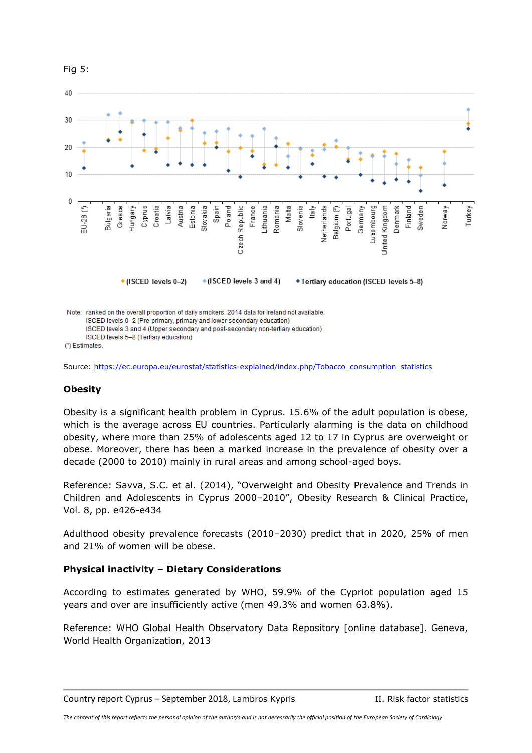Fig 5:

Note: ranked on the overall proportion of daily smokers. 2014 data for Ireland not available.
ISCED levels 0–2 (Pre-primary, primary and lower secondary education)
ISCED levels 3 and 4 (Upper secondary and post-secondary non-tertiary education)
ISCED levels 5–8 (Tertiary education)
(¹) Estimates.

Source: https://ec.europa.eu/eurostat/statistics-explained/index.php/Tobacco_consumption_statistics

### Obesity

Obesity is a significant health problem in Cyprus. 15.6% of the adult population is obese, which is the average across EU countries. Particularly alarming is the data on childhood obesity, where more than 25% of adolescents aged 12 to 17 in Cyprus are overweight or obese. Moreover, there has been a marked increase in the prevalence of obesity over a decade (2000 to 2010) mainly in rural areas and among school-aged boys.

Reference: Savva, S.C. et al. (2014), "Overweight and Obesity Prevalence and Trends in Children and Adolescents in Cyprus 2000–2010", Obesity Research & Clinical Practice, Vol. 8, pp. e426-e434

Adulthood obesity prevalence forecasts (2010–2030) predict that in 2020, 25% of men and 21% of women will be obese.

### Physical inactivity – Dietary Considerations

According to estimates generated by WHO, 59.9% of the Cypriot population aged 15 years and over are insufficiently active (men 49.3% and women 63.8%).

Reference: WHO Global Health Observatory Data Repository [online database]. Geneva, World Health Organization, 2013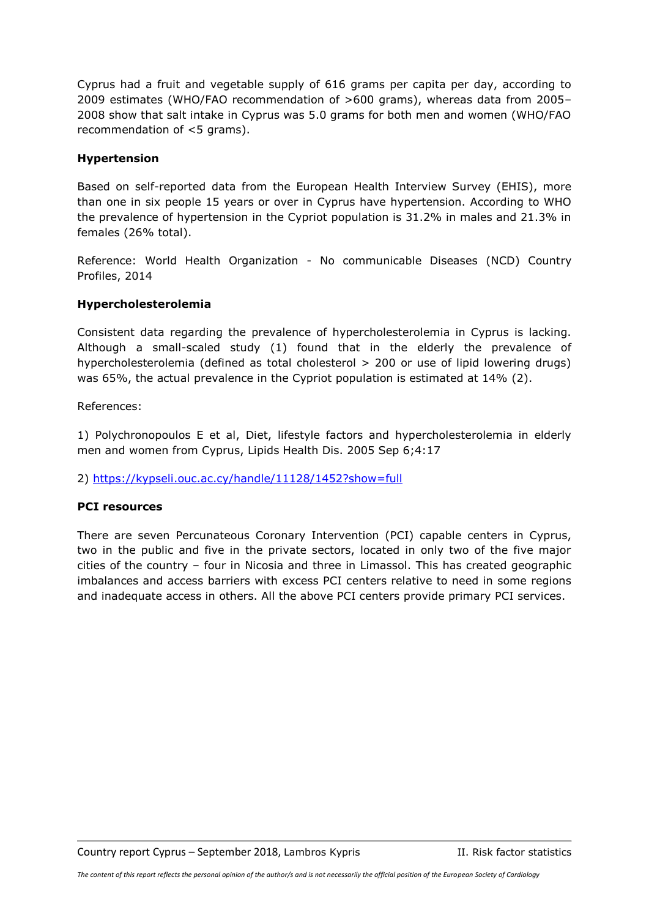Cyprus had a fruit and vegetable supply of 616 grams per capita per day, according to 2009 estimates (WHO/FAO recommendation of >600 grams), whereas data from 2005–2008 show that salt intake in Cyprus was 5.0 grams for both men and women (WHO/FAO recommendation of <5 grams).

**Hypertension**

Based on self-reported data from the European Health Interview Survey (EHIS), more than one in six people 15 years or over in Cyprus have hypertension. According to WHO the prevalence of hypertension in the Cypriot population is 31.2% in males and 21.3% in females (26% total).

Reference: World Health Organization - No communicable Diseases (NCD) Country Profiles, 2014

**Hypercholesterolemia**

Consistent data regarding the prevalence of hypercholesterolemia in Cyprus is lacking. Although a small-scaled study (1) found that in the elderly the prevalence of hypercholesterolemia (defined as total cholesterol > 200 or use of lipid lowering drugs) was 65%, the actual prevalence in the Cypriot population is estimated at 14% (2).

References:

1) Polychronopoulos E et al, Diet, lifestyle factors and hypercholesterolemia in elderly men and women from Cyprus, Lipids Health Dis. 2005 Sep 6;4:17

2) https://kypseli.ouc.ac.cy/handle/11128/1452?show=full

**PCI resources**

There are seven Percunateous Coronary Intervention (PCI) capable centers in Cyprus, two in the public and five in the private sectors, located in only two of the five major cities of the country – four in Nicosia and three in Limassol. This has created geographic imbalances and access barriers with excess PCI centers relative to need in some regions and inadequate access in others. All the above PCI centers provide primary PCI services.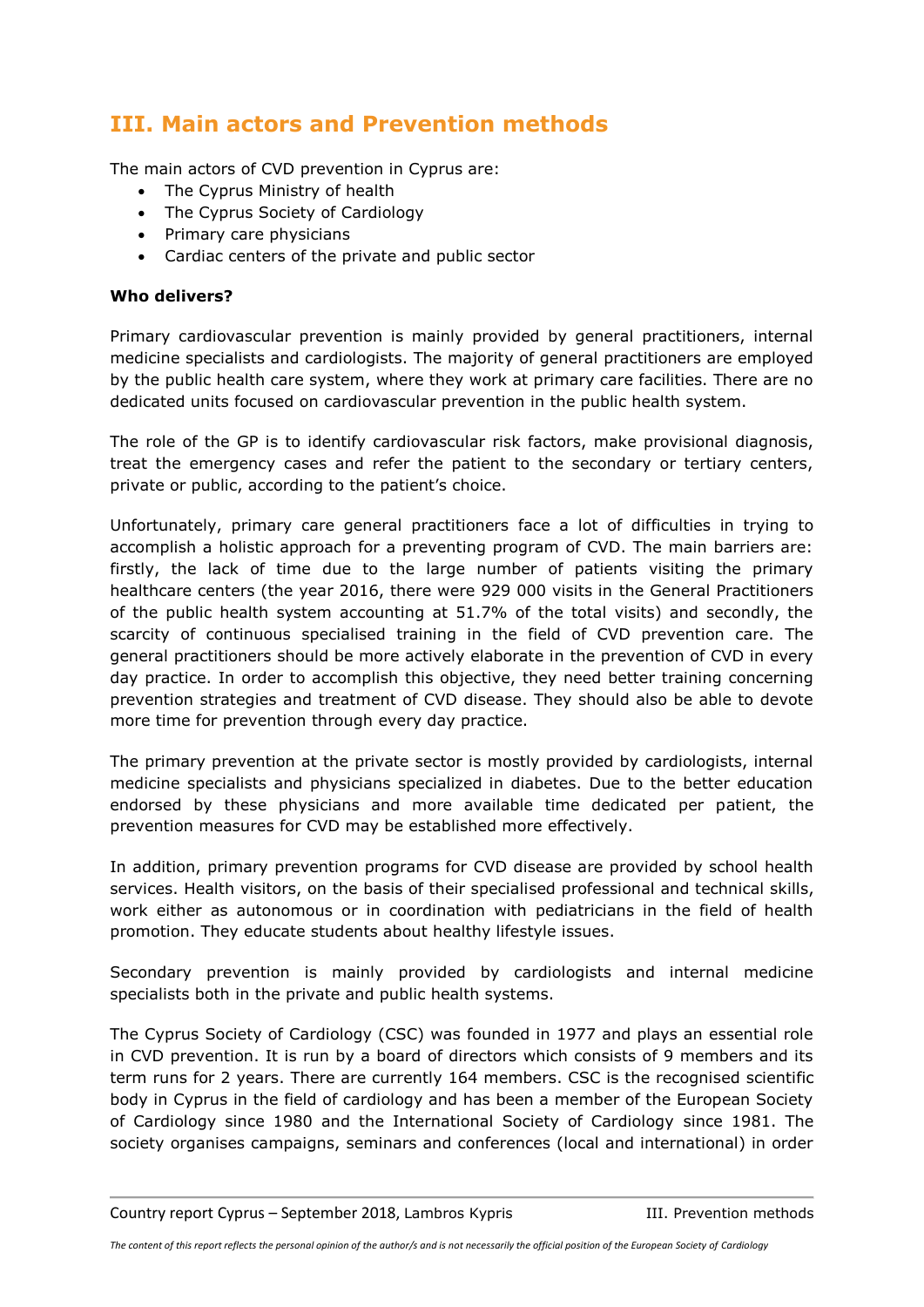## III. Main actors and Prevention methods

The main actors of CVD prevention in Cyprus are:

- The Cyprus Ministry of health
- The Cyprus Society of Cardiology
- Primary care physicians
- Cardiac centers of the private and public sector

**Who delivers?**

Primary cardiovascular prevention is mainly provided by general practitioners, internal medicine specialists and cardiologists. The majority of general practitioners are employed by the public health care system, where they work at primary care facilities. There are no dedicated units focused on cardiovascular prevention in the public health system.

The role of the GP is to identify cardiovascular risk factors, make provisional diagnosis, treat the emergency cases and refer the patient to the secondary or tertiary centers, private or public, according to the patient's choice.

Unfortunately, primary care general practitioners face a lot of difficulties in trying to accomplish a holistic approach for a preventing program of CVD. The main barriers are: firstly, the lack of time due to the large number of patients visiting the primary healthcare centers (the year 2016, there were 929 000 visits in the General Practitioners of the public health system accounting at 51.7% of the total visits) and secondly, the scarcity of continuous specialised training in the field of CVD prevention care. The general practitioners should be more actively elaborate in the prevention of CVD in every day practice. In order to accomplish this objective, they need better training concerning prevention strategies and treatment of CVD disease. They should also be able to devote more time for prevention through every day practice.

The primary prevention at the private sector is mostly provided by cardiologists, internal medicine specialists and physicians specialized in diabetes. Due to the better education endorsed by these physicians and more available time dedicated per patient, the prevention measures for CVD may be established more effectively.

In addition, primary prevention programs for CVD disease are provided by school health services. Health visitors, on the basis of their specialised professional and technical skills, work either as autonomous or in coordination with pediatricians in the field of health promotion. They educate students about healthy lifestyle issues.

Secondary prevention is mainly provided by cardiologists and internal medicine specialists both in the private and public health systems.

The Cyprus Society of Cardiology (CSC) was founded in 1977 and plays an essential role in CVD prevention. It is run by a board of directors which consists of 9 members and its term runs for 2 years. There are currently 164 members. CSC is the recognised scientific body in Cyprus in the field of cardiology and has been a member of the European Society of Cardiology since 1980 and the International Society of Cardiology since 1981. The society organises campaigns, seminars and conferences (local and international) in order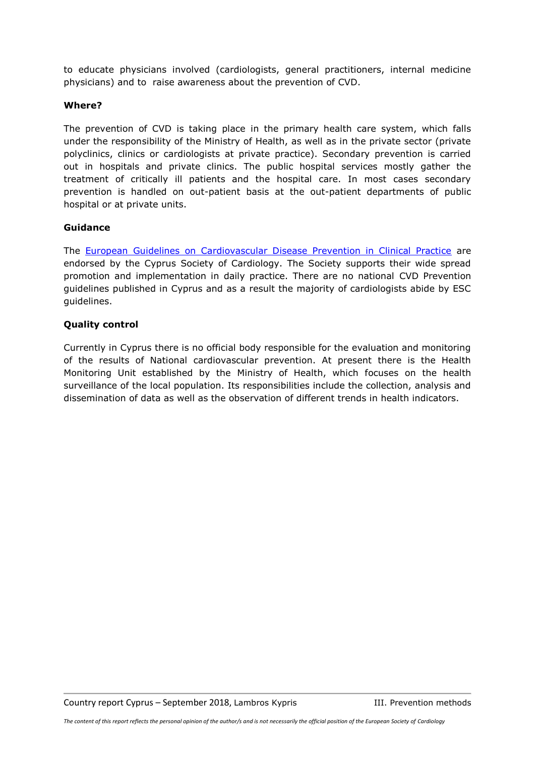to educate physicians involved (cardiologists, general practitioners, internal medicine physicians) and to raise awareness about the prevention of CVD.

**Where?**

The prevention of CVD is taking place in the primary health care system, which falls under the responsibility of the Ministry of Health, as well as in the private sector (private polyclinics, clinics or cardiologists at private practice). Secondary prevention is carried out in hospitals and private clinics. The public hospital services mostly gather the treatment of critically ill patients and the hospital care. In most cases secondary prevention is handled on out-patient basis at the out-patient departments of public hospital or at private units.

**Guidance**

The European Guidelines on Cardiovascular Disease Prevention in Clinical Practice are endorsed by the Cyprus Society of Cardiology. The Society supports their wide spread promotion and implementation in daily practice. There are no national CVD Prevention guidelines published in Cyprus and as a result the majority of cardiologists abide by ESC guidelines.

**Quality control**

Currently in Cyprus there is no official body responsible for the evaluation and monitoring of the results of National cardiovascular prevention. At present there is the Health Monitoring Unit established by the Ministry of Health, which focuses on the health surveillance of the local population. Its responsibilities include the collection, analysis and dissemination of data as well as the observation of different trends in health indicators.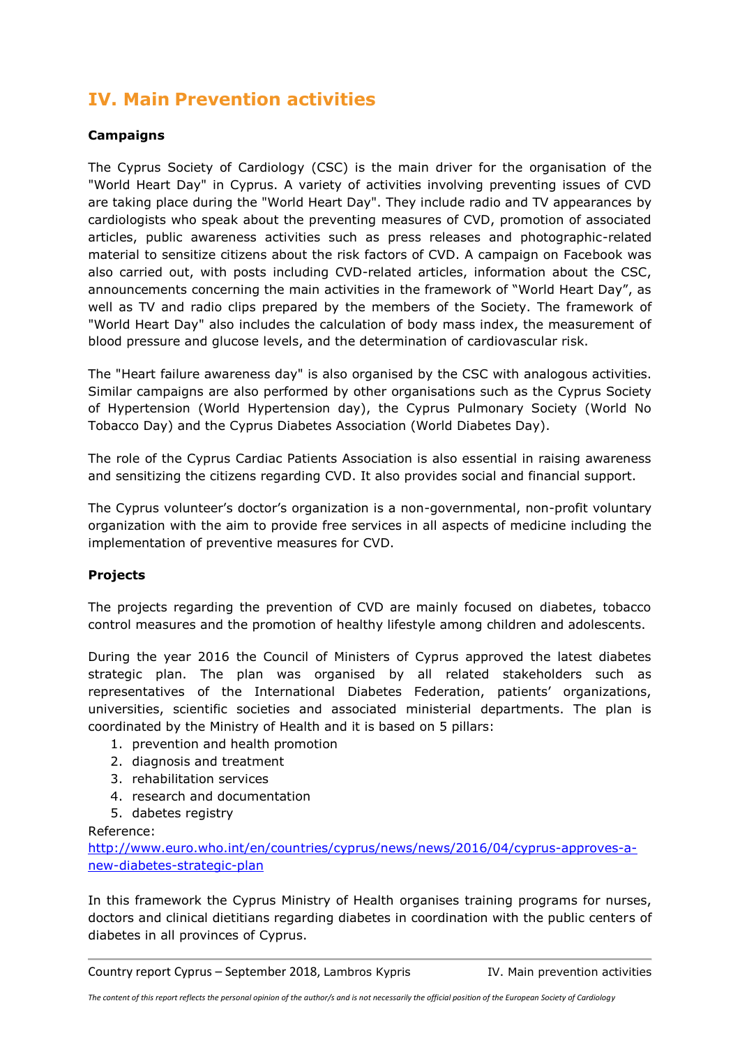# IV. Main Prevention activities

**Campaigns**

The Cyprus Society of Cardiology (CSC) is the main driver for the organisation of the "World Heart Day" in Cyprus. A variety of activities involving preventing issues of CVD are taking place during the "World Heart Day". They include radio and TV appearances by cardiologists who speak about the preventing measures of CVD, promotion of associated articles, public awareness activities such as press releases and photographic-related material to sensitize citizens about the risk factors of CVD. A campaign on Facebook was also carried out, with posts including CVD-related articles, information about the CSC, announcements concerning the main activities in the framework of "World Heart Day", as well as TV and radio clips prepared by the members of the Society. The framework of "World Heart Day" also includes the calculation of body mass index, the measurement of blood pressure and glucose levels, and the determination of cardiovascular risk.

The "Heart failure awareness day" is also organised by the CSC with analogous activities. Similar campaigns are also performed by other organisations such as the Cyprus Society of Hypertension (World Hypertension day), the Cyprus Pulmonary Society (World No Tobacco Day) and the Cyprus Diabetes Association (World Diabetes Day).

The role of the Cyprus Cardiac Patients Association is also essential in raising awareness and sensitizing the citizens regarding CVD. It also provides social and financial support.

The Cyprus volunteer's doctor's organization is a non-governmental, non-profit voluntary organization with the aim to provide free services in all aspects of medicine including the implementation of preventive measures for CVD.

**Projects**

The projects regarding the prevention of CVD are mainly focused on diabetes, tobacco control measures and the promotion of healthy lifestyle among children and adolescents.

During the year 2016 the Council of Ministers of Cyprus approved the latest diabetes strategic plan. The plan was organised by all related stakeholders such as representatives of the International Diabetes Federation, patients' organizations, universities, scientific societies and associated ministerial departments. The plan is coordinated by the Ministry of Health and it is based on 5 pillars:

1. prevention and health promotion
2. diagnosis and treatment
3. rehabilitation services
4. research and documentation
5. dabetes registry

Reference:
[http://www.euro.who.int/en/countries/cyprus/news/news/2016/04/cyprus-approves-a-new-diabetes-strategic-plan](http://www.euro.who.int/en/countries/cyprus/news/news/2016/04/cyprus-approves-a-new-diabetes-strategic-plan)

In this framework the Cyprus Ministry of Health organises training programs for nurses, doctors and clinical dietitians regarding diabetes in coordination with the public centers of diabetes in all provinces of Cyprus.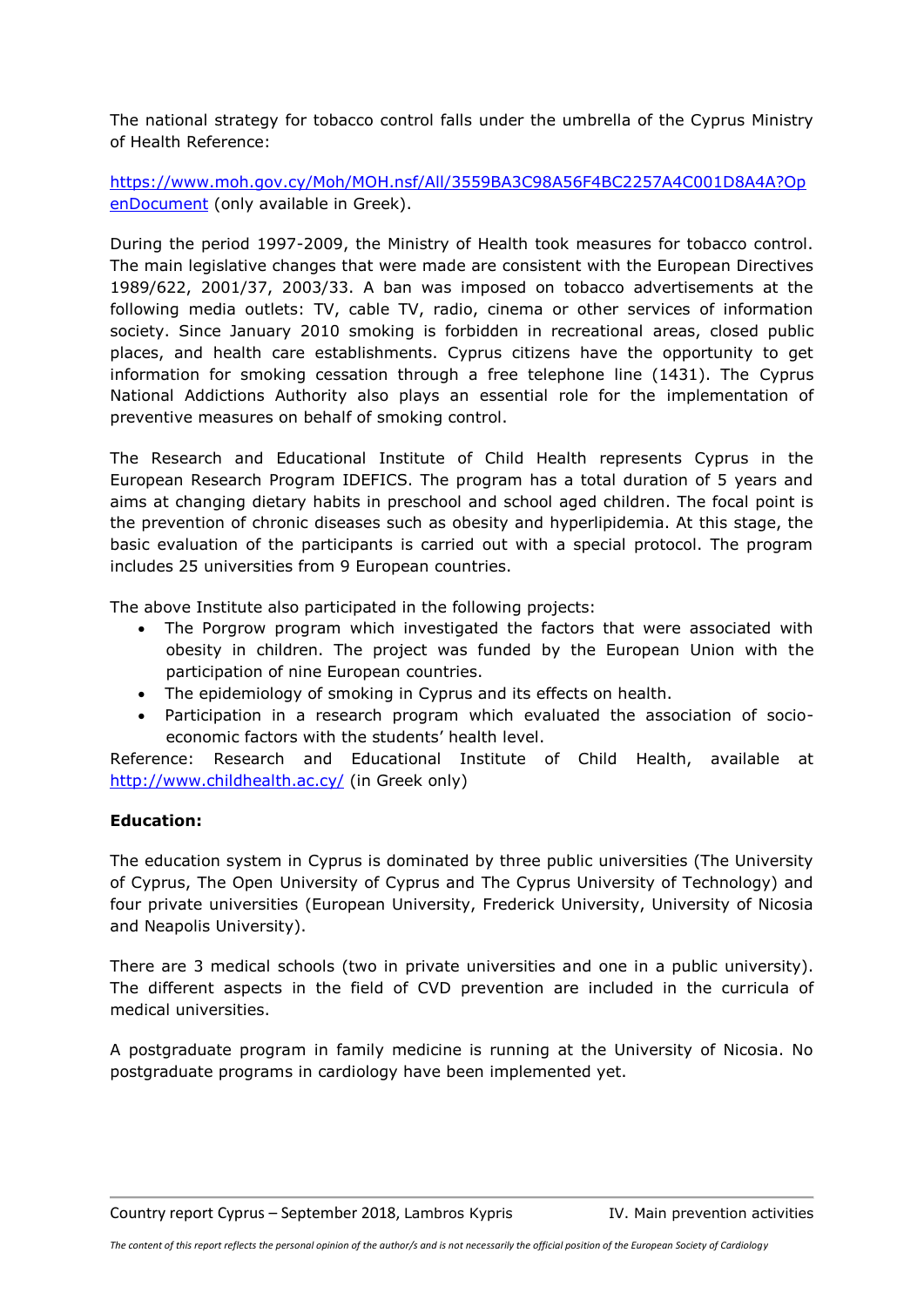The national strategy for tobacco control falls under the umbrella of the Cyprus Ministry of Health Reference:

https://www.moh.gov.cy/Moh/MOH.nsf/All/3559BA3C98A56F4BC2257A4C001D8A4A?OpenDocument (only available in Greek).

During the period 1997-2009, the Ministry of Health took measures for tobacco control. The main legislative changes that were made are consistent with the European Directives 1989/622, 2001/37, 2003/33. A ban was imposed on tobacco advertisements at the following media outlets: TV, cable TV, radio, cinema or other services of information society. Since January 2010 smoking is forbidden in recreational areas, closed public places, and health care establishments. Cyprus citizens have the opportunity to get information for smoking cessation through a free telephone line (1431). The Cyprus National Addictions Authority also plays an essential role for the implementation of preventive measures on behalf of smoking control.

The Research and Educational Institute of Child Health represents Cyprus in the European Research Program IDEFICS. The program has a total duration of 5 years and aims at changing dietary habits in preschool and school aged children. The focal point is the prevention of chronic diseases such as obesity and hyperlipidemia. At this stage, the basic evaluation of the participants is carried out with a special protocol. The program includes 25 universities from 9 European countries.

The above Institute also participated in the following projects:

- The Porgrow program which investigated the factors that were associated with obesity in children. The project was funded by the European Union with the participation of nine European countries.
- The epidemiology of smoking in Cyprus and its effects on health.
- Participation in a research program which evaluated the association of socio-economic factors with the students' health level.

Reference: Research and Educational Institute of Child Health, available at http://www.childhealth.ac.cy/ (in Greek only)

**Education:**

The education system in Cyprus is dominated by three public universities (The University of Cyprus, The Open University of Cyprus and The Cyprus University of Technology) and four private universities (European University, Frederick University, University of Nicosia and Neapolis University).

There are 3 medical schools (two in private universities and one in a public university). The different aspects in the field of CVD prevention are included in the curricula of medical universities.

A postgraduate program in family medicine is running at the University of Nicosia. No postgraduate programs in cardiology have been implemented yet.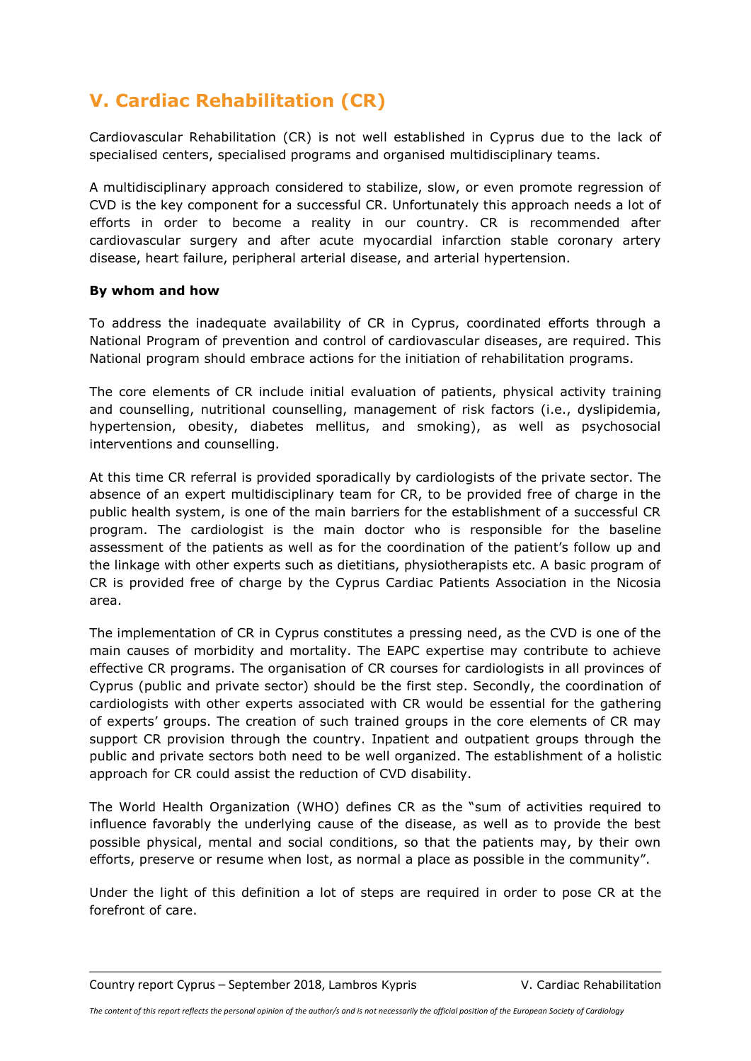## V. Cardiac Rehabilitation (CR)

Cardiovascular Rehabilitation (CR) is not well established in Cyprus due to the lack of specialised centers, specialised programs and organised multidisciplinary teams.

A multidisciplinary approach considered to stabilize, slow, or even promote regression of CVD is the key component for a successful CR. Unfortunately this approach needs a lot of efforts in order to become a reality in our country. CR is recommended after cardiovascular surgery and after acute myocardial infarction stable coronary artery disease, heart failure, peripheral arterial disease, and arterial hypertension.

**By whom and how**

To address the inadequate availability of CR in Cyprus, coordinated efforts through a National Program of prevention and control of cardiovascular diseases, are required. This National program should embrace actions for the initiation of rehabilitation programs.

The core elements of CR include initial evaluation of patients, physical activity training and counselling, nutritional counselling, management of risk factors (i.e., dyslipidemia, hypertension, obesity, diabetes mellitus, and smoking), as well as psychosocial interventions and counselling.

At this time CR referral is provided sporadically by cardiologists of the private sector. The absence of an expert multidisciplinary team for CR, to be provided free of charge in the public health system, is one of the main barriers for the establishment of a successful CR program. The cardiologist is the main doctor who is responsible for the baseline assessment of the patients as well as for the coordination of the patient's follow up and the linkage with other experts such as dietitians, physiotherapists etc. A basic program of CR is provided free of charge by the Cyprus Cardiac Patients Association in the Nicosia area.

The implementation of CR in Cyprus constitutes a pressing need, as the CVD is one of the main causes of morbidity and mortality. The EAPC expertise may contribute to achieve effective CR programs. The organisation of CR courses for cardiologists in all provinces of Cyprus (public and private sector) should be the first step. Secondly, the coordination of cardiologists with other experts associated with CR would be essential for the gathering of experts' groups. The creation of such trained groups in the core elements of CR may support CR provision through the country. Inpatient and outpatient groups through the public and private sectors both need to be well organized. The establishment of a holistic approach for CR could assist the reduction of CVD disability.

The World Health Organization (WHO) defines CR as the "sum of activities required to influence favorably the underlying cause of the disease, as well as to provide the best possible physical, mental and social conditions, so that the patients may, by their own efforts, preserve or resume when lost, as normal a place as possible in the community".

Under the light of this definition a lot of steps are required in order to pose CR at the forefront of care.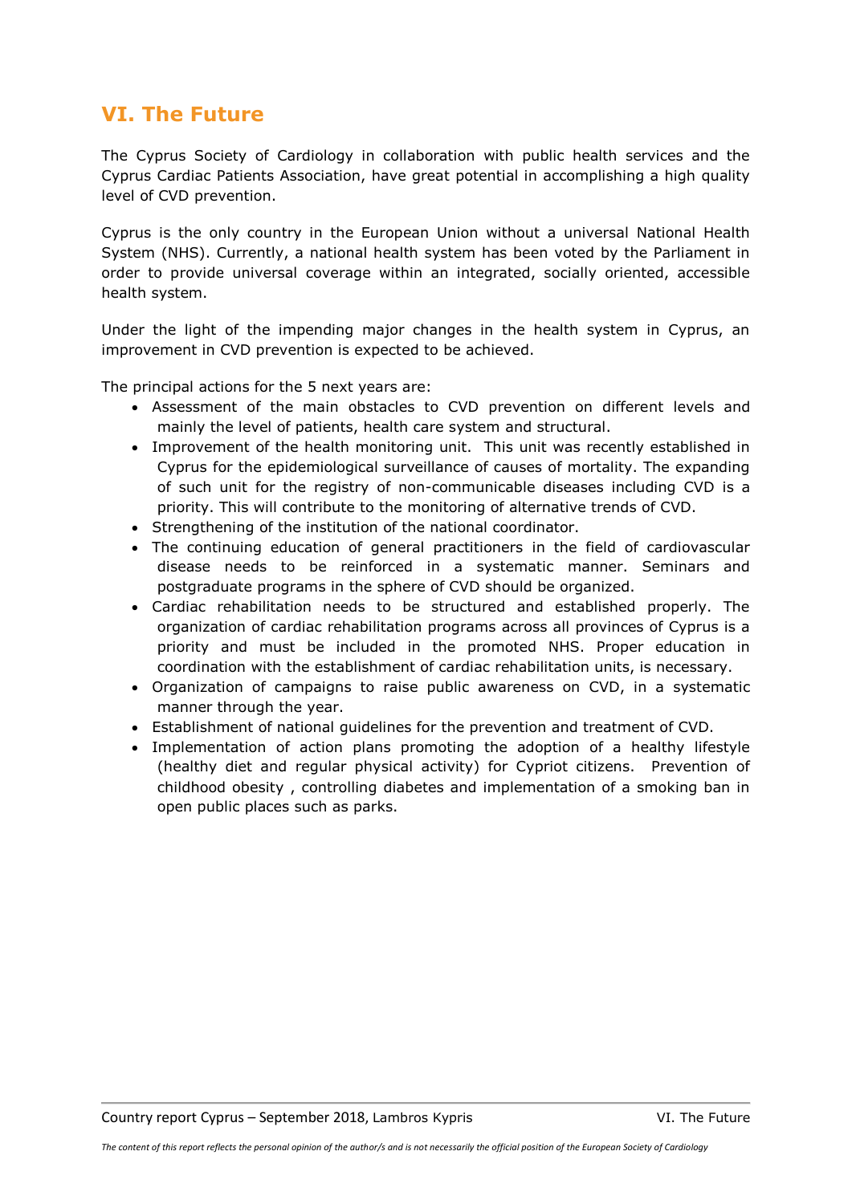## VI. The Future

The Cyprus Society of Cardiology in collaboration with public health services and the Cyprus Cardiac Patients Association, have great potential in accomplishing a high quality level of CVD prevention.

Cyprus is the only country in the European Union without a universal National Health System (NHS). Currently, a national health system has been voted by the Parliament in order to provide universal coverage within an integrated, socially oriented, accessible health system.

Under the light of the impending major changes in the health system in Cyprus, an improvement in CVD prevention is expected to be achieved.

The principal actions for the 5 next years are:

- Assessment of the main obstacles to CVD prevention on different levels and mainly the level of patients, health care system and structural.
- Improvement of the health monitoring unit. This unit was recently established in Cyprus for the epidemiological surveillance of causes of mortality. The expanding of such unit for the registry of non-communicable diseases including CVD is a priority. This will contribute to the monitoring of alternative trends of CVD.
- Strengthening of the institution of the national coordinator.
- The continuing education of general practitioners in the field of cardiovascular disease needs to be reinforced in a systematic manner. Seminars and postgraduate programs in the sphere of CVD should be organized.
- Cardiac rehabilitation needs to be structured and established properly. The organization of cardiac rehabilitation programs across all provinces of Cyprus is a priority and must be included in the promoted NHS. Proper education in coordination with the establishment of cardiac rehabilitation units, is necessary.
- Organization of campaigns to raise public awareness on CVD, in a systematic manner through the year.
- Establishment of national guidelines for the prevention and treatment of CVD.
- Implementation of action plans promoting the adoption of a healthy lifestyle (healthy diet and regular physical activity) for Cypriot citizens. Prevention of childhood obesity , controlling diabetes and implementation of a smoking ban in open public places such as parks.